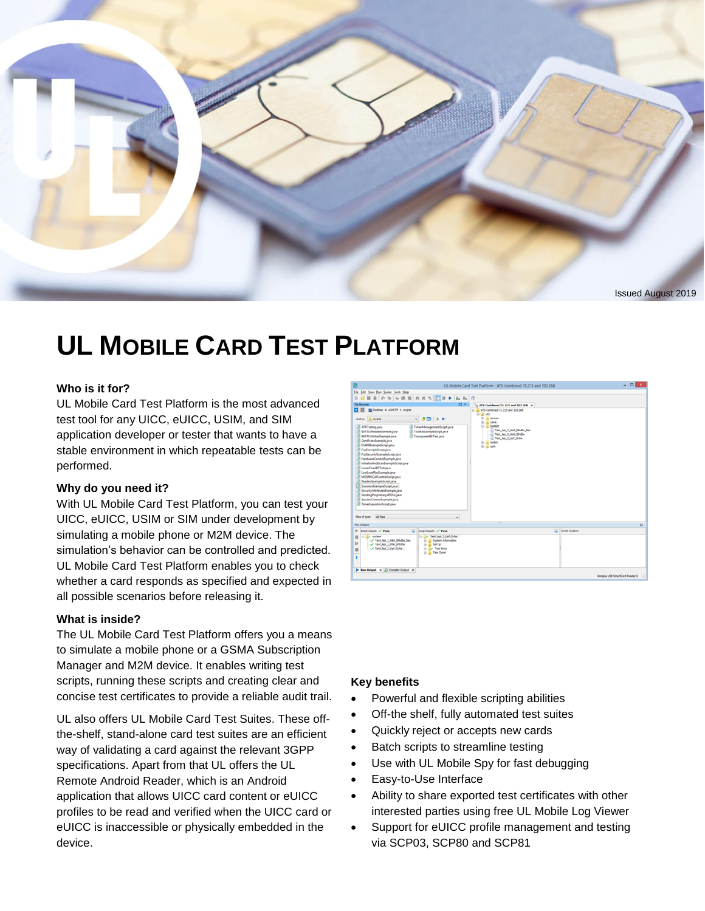Issued August 2019

# UL Mobile Card Test Platform

### Who is it for?

UL Mobile Card Test Platform is the most advanced test tool for any UICC, eUICC, USIM, and SIM application developer or tester that wants to have a stable environment in which repeatable tests can be performed.

### Why do you need it?

With UL Mobile Card Test Platform, you can test your UICC, eUICC, USIM or SIM under development by simulating a mobile phone or M2M device. The simulation's behavior can be controlled and predicted. UL Mobile Card Test Platform enables you to check whether a card responds as specified and expected in all possible scenarios before releasing it.

### What is inside?

The UL Mobile Card Test Platform offers you a means to simulate a mobile phone or a GSMA Subscription Manager and M2M device. It enables writing test scripts, running these scripts and creating clear and concise test certificates to provide a reliable audit trail.

UL also offers UL Mobile Card Test Suites. These off-the-shelf, stand-alone card test suites are an efficient way of validating a card against the relevant 3GPP specifications. Apart from that UL offers the UL Remote Android Reader, which is an Android application that allows UICC card content or eUICC profiles to be read and verified when the UICC card or eUICC is inaccessible or physically embedded in the device.

### Key benefits

- Powerful and flexible scripting abilities
- Off-the shelf, fully automated test suites
- Quickly reject or accepts new cards
- Batch scripts to streamline testing
- Use with UL Mobile Spy for fast debugging
- Easy-to-Use Interface
- Ability to share exported test certificates with other interested parties using free UL Mobile Log Viewer
- Support for eUICC profile management and testing via SCP03, SCP80 and SCP81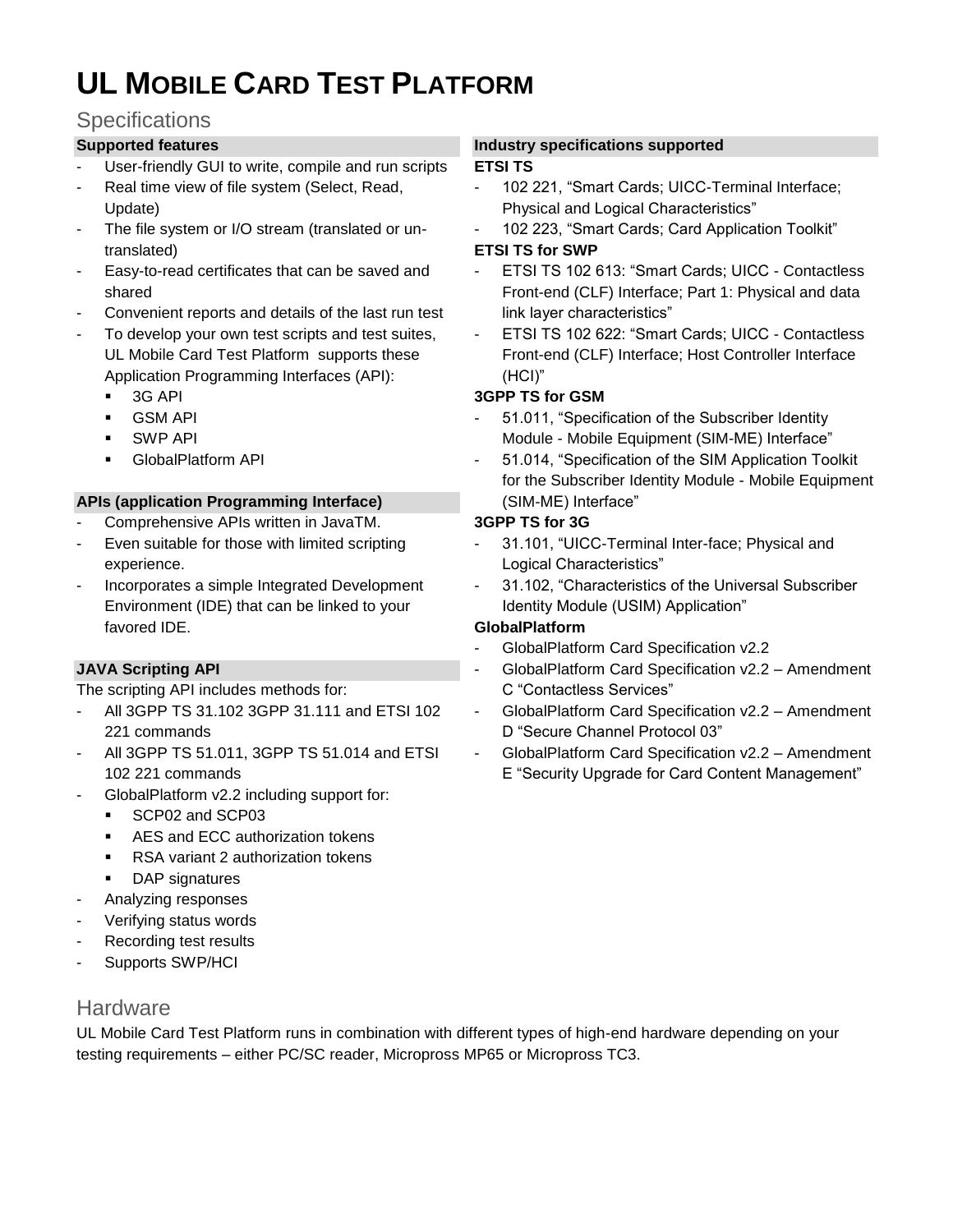# UL MOBILE CARD TEST PLATFORM

## Specifications

### Supported features

- User-friendly GUI to write, compile and run scripts
- Real time view of file system (Select, Read, Update)
- The file system or I/O stream (translated or un-translated)
- Easy-to-read certificates that can be saved and shared
- Convenient reports and details of the last run test
- To develop your own test scripts and test suites, UL Mobile Card Test Platform supports these Application Programming Interfaces (API):
  - 3G API
  - GSM API
  - SWP API
  - GlobalPlatform API

### APIs (application Programming Interface)

- Comprehensive APIs written in JavaTM.
- Even suitable for those with limited scripting experience.
- Incorporates a simple Integrated Development Environment (IDE) that can be linked to your favored IDE.

### JAVA Scripting API

The scripting API includes methods for:

- All 3GPP TS 31.102 3GPP 31.111 and ETSI 102 221 commands
- All 3GPP TS 51.011, 3GPP TS 51.014 and ETSI 102 221 commands
- GlobalPlatform v2.2 including support for:
  - SCP02 and SCP03
  - AES and ECC authorization tokens
  - RSA variant 2 authorization tokens
  - DAP signatures
- Analyzing responses
- Verifying status words
- Recording test results
- Supports SWP/HCI

### Industry specifications supported

**ETSI TS**

- 102 221, "Smart Cards; UICC-Terminal Interface; Physical and Logical Characteristics"
- 102 223, "Smart Cards; Card Application Toolkit"

**ETSI TS for SWP**

- ETSI TS 102 613: "Smart Cards; UICC - Contactless Front-end (CLF) Interface; Part 1: Physical and data link layer characteristics"
- ETSI TS 102 622: "Smart Cards; UICC - Contactless Front-end (CLF) Interface; Host Controller Interface (HCI)"

**3GPP TS for GSM**

- 51.011, "Specification of the Subscriber Identity Module - Mobile Equipment (SIM-ME) Interface"
- 51.014, "Specification of the SIM Application Toolkit for the Subscriber Identity Module - Mobile Equipment (SIM-ME) Interface"

**3GPP TS for 3G**

- 31.101, "UICC-Terminal Inter-face; Physical and Logical Characteristics"
- 31.102, "Characteristics of the Universal Subscriber Identity Module (USIM) Application"

**GlobalPlatform**

- GlobalPlatform Card Specification v2.2
- GlobalPlatform Card Specification v2.2 – Amendment C "Contactless Services"
- GlobalPlatform Card Specification v2.2 – Amendment D "Secure Channel Protocol 03"
- GlobalPlatform Card Specification v2.2 – Amendment E "Security Upgrade for Card Content Management"

## Hardware

UL Mobile Card Test Platform runs in combination with different types of high-end hardware depending on your testing requirements – either PC/SC reader, Micropross MP65 or Micropross TC3.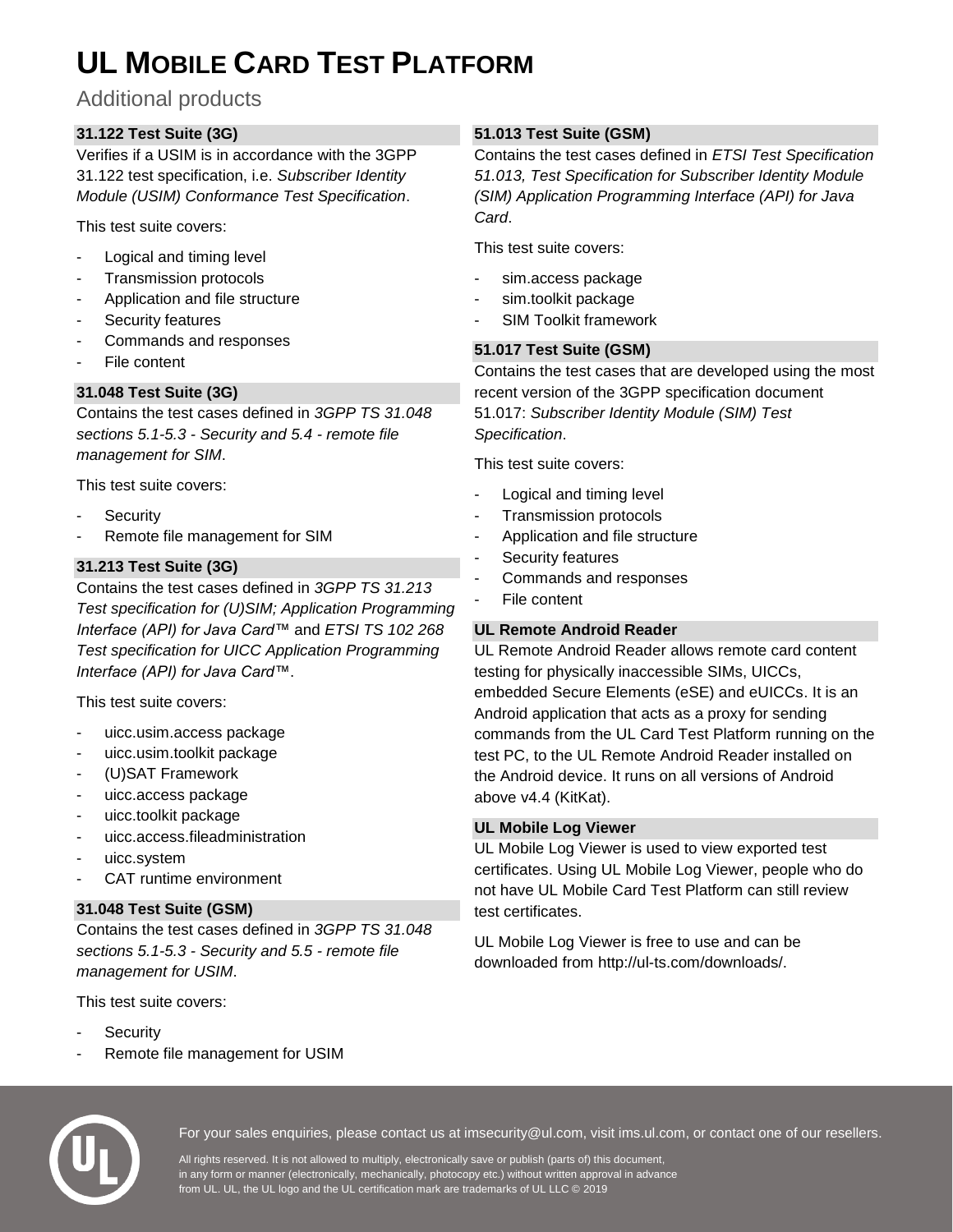# UL Mobile Card Test Platform

Additional products

### 31.122 Test Suite (3G)

Verifies if a USIM is in accordance with the 3GPP 31.122 test specification, i.e. *Subscriber Identity Module (USIM) Conformance Test Specification*.

This test suite covers:

- Logical and timing level
- Transmission protocols
- Application and file structure
- Security features
- Commands and responses
- File content

### 31.048 Test Suite (3G)

Contains the test cases defined in *3GPP TS 31.048 sections 5.1-5.3 - Security and 5.4 - remote file management for SIM*.

This test suite covers:

- Security
- Remote file management for SIM

### 31.213 Test Suite (3G)

Contains the test cases defined in *3GPP TS 31.213 Test specification for (U)SIM; Application Programming Interface (API) for Java Card™* and *ETSI TS 102 268 Test specification for UICC Application Programming Interface (API) for Java Card™*.

This test suite covers:

- uicc.usim.access package
- uicc.usim.toolkit package
- (U)SAT Framework
- uicc.access package
- uicc.toolkit package
- uicc.access.fileadministration
- uicc.system
- CAT runtime environment

### 31.048 Test Suite (GSM)

Contains the test cases defined in *3GPP TS 31.048 sections 5.1-5.3 - Security and 5.5 - remote file management for USIM*.

This test suite covers:

- Security
- Remote file management for USIM

### 51.013 Test Suite (GSM)

Contains the test cases defined in *ETSI Test Specification 51.013, Test Specification for Subscriber Identity Module (SIM) Application Programming Interface (API) for Java Card*.

This test suite covers:

- sim.access package
- sim.toolkit package
- SIM Toolkit framework

### 51.017 Test Suite (GSM)

Contains the test cases that are developed using the most recent version of the 3GPP specification document 51.017: *Subscriber Identity Module (SIM) Test Specification*.

This test suite covers:

- Logical and timing level
- Transmission protocols
- Application and file structure
- Security features
- Commands and responses
- File content

### UL Remote Android Reader

UL Remote Android Reader allows remote card content testing for physically inaccessible SIMs, UICCs, embedded Secure Elements (eSE) and eUICCs. It is an Android application that acts as a proxy for sending commands from the UL Card Test Platform running on the test PC, to the UL Remote Android Reader installed on the Android device. It runs on all versions of Android above v4.4 (KitKat).

### UL Mobile Log Viewer

UL Mobile Log Viewer is used to view exported test certificates. Using UL Mobile Log Viewer, people who do not have UL Mobile Card Test Platform can still review test certificates.

UL Mobile Log Viewer is free to use and can be downloaded from http://ul-ts.com/downloads/.

For your sales enquiries, please contact us at imsecurity@ul.com, visit ims.ul.com, or contact one of our resellers.

All rights reserved. It is not allowed to multiply, electronically save or publish (parts of) this document, in any form or manner (electronically, mechanically, photocopy etc.) without written approval in advance from UL. UL, the UL logo and the UL certification mark are trademarks of UL LLC © 2019